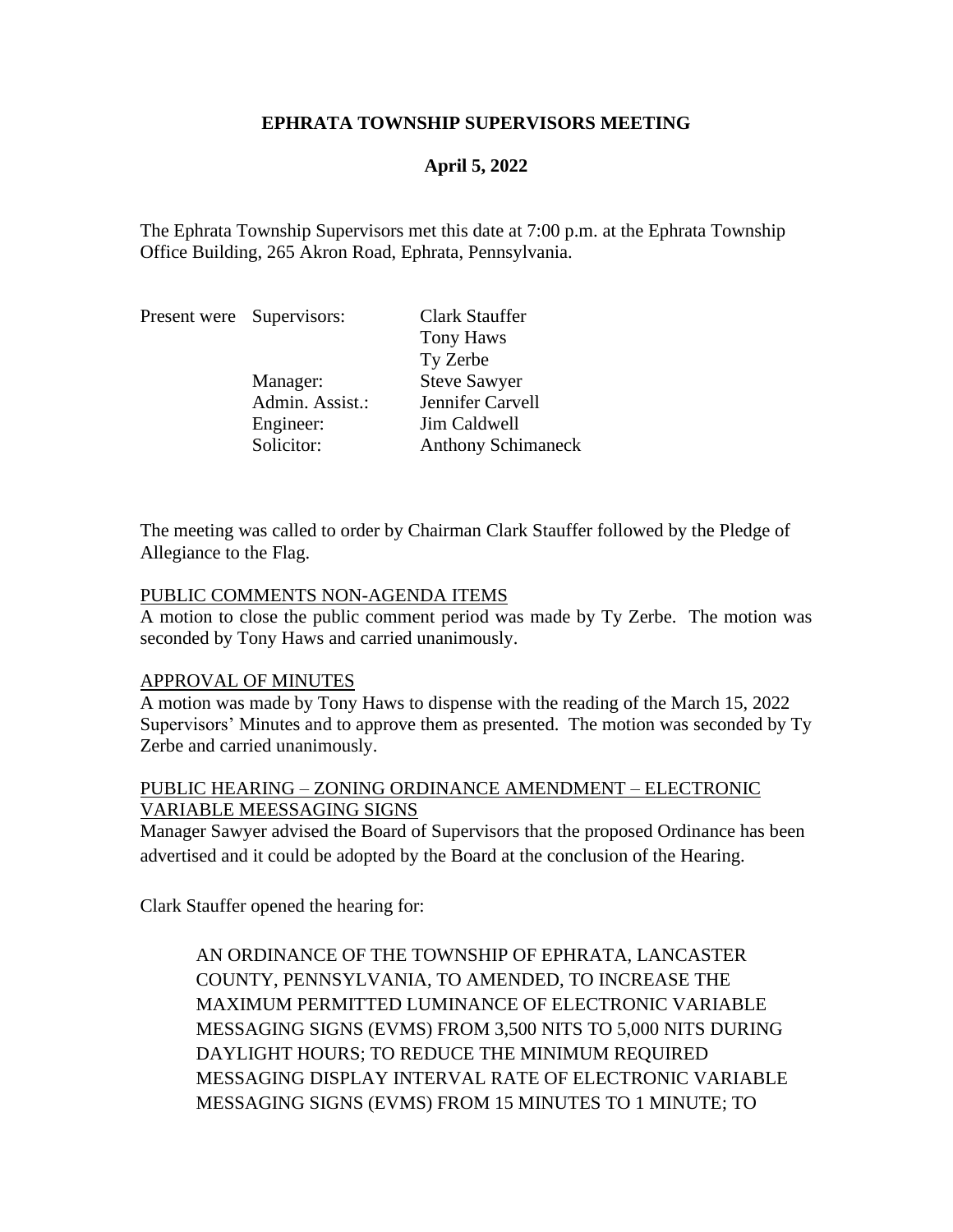# EPHRATA TOWNSHIP SUPERVISORS MEETING

## April 5, 2022

The Ephrata Township Supervisors met this date at 7:00 p.m. at the Ephrata Township Office Building, 265 Akron Road, Ephrata, Pennsylvania.

| Present were | Supervisors: | Clark Stauffer |
|---|---|---|
| | | Tony Haws |
| | | Ty Zerbe |
| | Manager: | Steve Sawyer |
| | Admin. Assist.: | Jennifer Carvell |
| | Engineer: | Jim Caldwell |
| | Solicitor: | Anthony Schimaneck |

The meeting was called to order by Chairman Clark Stauffer followed by the Pledge of Allegiance to the Flag.

PUBLIC COMMENTS NON-AGENDA ITEMS

A motion to close the public comment period was made by Ty Zerbe. The motion was seconded by Tony Haws and carried unanimously.

APPROVAL OF MINUTES

A motion was made by Tony Haws to dispense with the reading of the March 15, 2022 Supervisors' Minutes and to approve them as presented. The motion was seconded by Ty Zerbe and carried unanimously.

PUBLIC HEARING – ZONING ORDINANCE AMENDMENT – ELECTRONIC VARIABLE MEESSAGING SIGNS

Manager Sawyer advised the Board of Supervisors that the proposed Ordinance has been advertised and it could be adopted by the Board at the conclusion of the Hearing.

Clark Stauffer opened the hearing for:

> AN ORDINANCE OF THE TOWNSHIP OF EPHRATA, LANCASTER COUNTY, PENNSYLVANIA, TO AMENDED, TO INCREASE THE MAXIMUM PERMITTED LUMINANCE OF ELECTRONIC VARIABLE MESSAGING SIGNS (EVMS) FROM 3,500 NITS TO 5,000 NITS DURING DAYLIGHT HOURS; TO REDUCE THE MINIMUM REQUIRED MESSAGING DISPLAY INTERVAL RATE OF ELECTRONIC VARIABLE MESSAGING SIGNS (EVMS) FROM 15 MINUTES TO 1 MINUTE; TO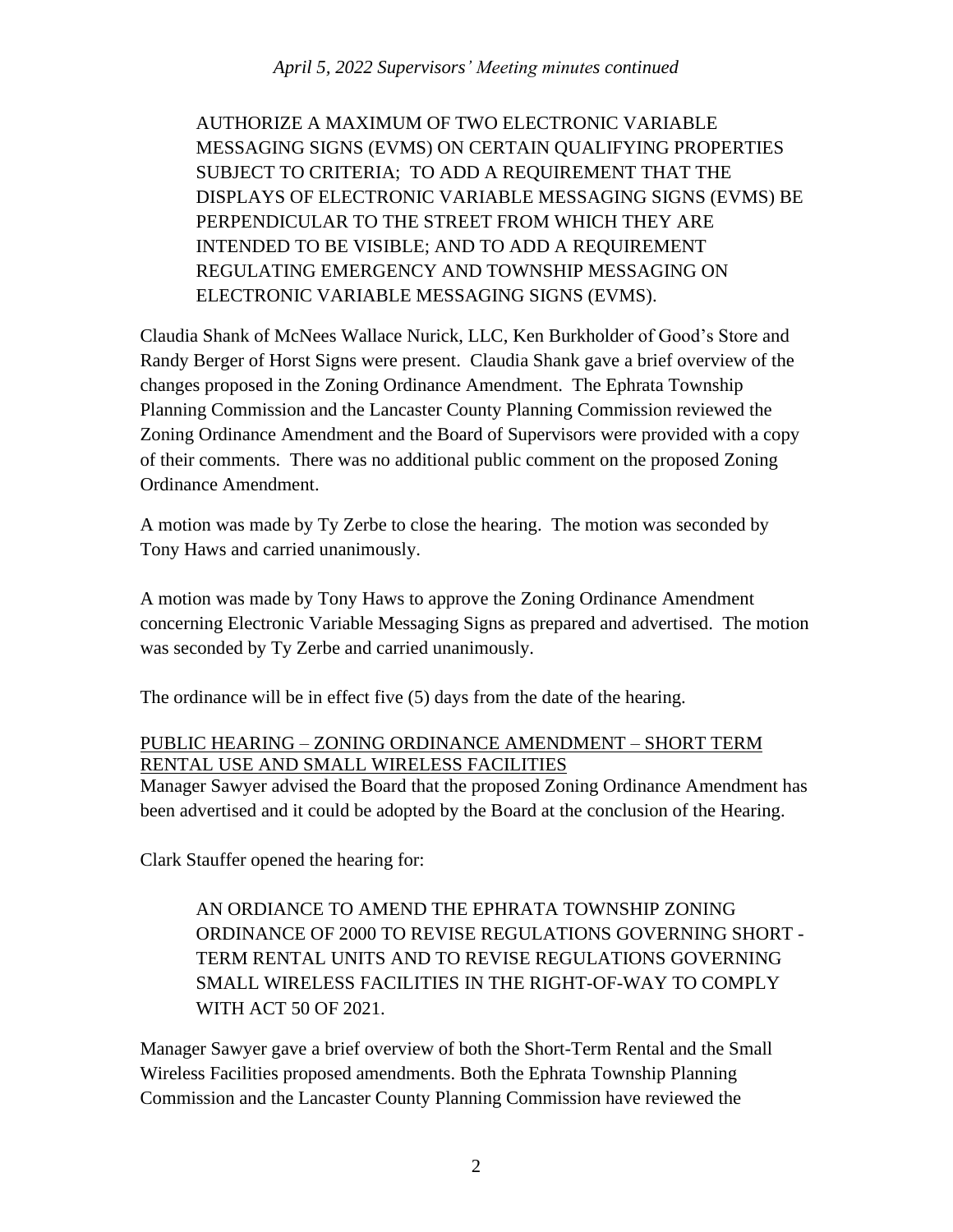> AUTHORIZE A MAXIMUM OF TWO ELECTRONIC VARIABLE MESSAGING SIGNS (EVMS) ON CERTAIN QUALIFYING PROPERTIES SUBJECT TO CRITERIA; TO ADD A REQUIREMENT THAT THE DISPLAYS OF ELECTRONIC VARIABLE MESSAGING SIGNS (EVMS) BE PERPENDICULAR TO THE STREET FROM WHICH THEY ARE INTENDED TO BE VISIBLE; AND TO ADD A REQUIREMENT REGULATING EMERGENCY AND TOWNSHIP MESSAGING ON ELECTRONIC VARIABLE MESSAGING SIGNS (EVMS).

Claudia Shank of McNees Wallace Nurick, LLC, Ken Burkholder of Good's Store and Randy Berger of Horst Signs were present. Claudia Shank gave a brief overview of the changes proposed in the Zoning Ordinance Amendment. The Ephrata Township Planning Commission and the Lancaster County Planning Commission reviewed the Zoning Ordinance Amendment and the Board of Supervisors were provided with a copy of their comments. There was no additional public comment on the proposed Zoning Ordinance Amendment.

A motion was made by Ty Zerbe to close the hearing. The motion was seconded by Tony Haws and carried unanimously.

A motion was made by Tony Haws to approve the Zoning Ordinance Amendment concerning Electronic Variable Messaging Signs as prepared and advertised. The motion was seconded by Ty Zerbe and carried unanimously.

The ordinance will be in effect five (5) days from the date of the hearing.

<u>PUBLIC HEARING – ZONING ORDINANCE AMENDMENT – SHORT TERM RENTAL USE AND SMALL WIRELESS FACILITIES</u>

Manager Sawyer advised the Board that the proposed Zoning Ordinance Amendment has been advertised and it could be adopted by the Board at the conclusion of the Hearing.

Clark Stauffer opened the hearing for:

> AN ORDIANCE TO AMEND THE EPHRATA TOWNSHIP ZONING ORDINANCE OF 2000 TO REVISE REGULATIONS GOVERNING SHORT - TERM RENTAL UNITS AND TO REVISE REGULATIONS GOVERNING SMALL WIRELESS FACILITIES IN THE RIGHT-OF-WAY TO COMPLY WITH ACT 50 OF 2021.

Manager Sawyer gave a brief overview of both the Short-Term Rental and the Small Wireless Facilities proposed amendments. Both the Ephrata Township Planning Commission and the Lancaster County Planning Commission have reviewed the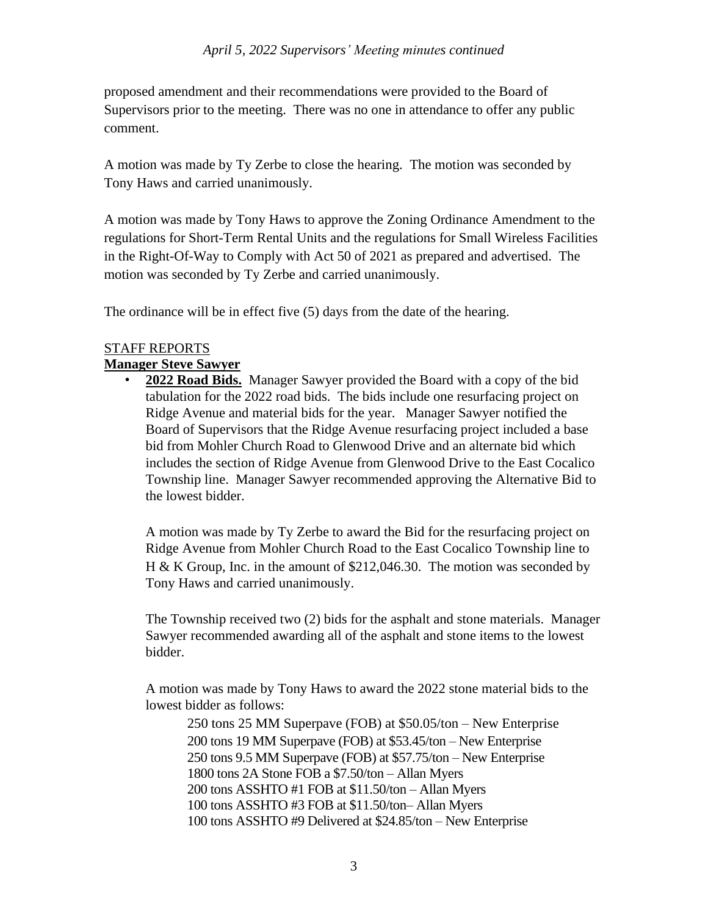proposed amendment and their recommendations were provided to the Board of Supervisors prior to the meeting. There was no one in attendance to offer any public comment.

A motion was made by Ty Zerbe to close the hearing. The motion was seconded by Tony Haws and carried unanimously.

A motion was made by Tony Haws to approve the Zoning Ordinance Amendment to the regulations for Short-Term Rental Units and the regulations for Small Wireless Facilities in the Right-Of-Way to Comply with Act 50 of 2021 as prepared and advertised. The motion was seconded by Ty Zerbe and carried unanimously.

The ordinance will be in effect five (5) days from the date of the hearing.

STAFF REPORTS

**Manager Steve Sawyer**

- **2022 Road Bids.** Manager Sawyer provided the Board with a copy of the bid tabulation for the 2022 road bids. The bids include one resurfacing project on Ridge Avenue and material bids for the year. Manager Sawyer notified the Board of Supervisors that the Ridge Avenue resurfacing project included a base bid from Mohler Church Road to Glenwood Drive and an alternate bid which includes the section of Ridge Avenue from Glenwood Drive to the East Cocalico Township line. Manager Sawyer recommended approving the Alternative Bid to the lowest bidder.

  A motion was made by Ty Zerbe to award the Bid for the resurfacing project on Ridge Avenue from Mohler Church Road to the East Cocalico Township line to H & K Group, Inc. in the amount of $212,046.30. The motion was seconded by Tony Haws and carried unanimously.

  The Township received two (2) bids for the asphalt and stone materials. Manager Sawyer recommended awarding all of the asphalt and stone items to the lowest bidder.

  A motion was made by Tony Haws to award the 2022 stone material bids to the lowest bidder as follows:

  250 tons 25 MM Superpave (FOB) at $50.05/ton – New Enterprise
  200 tons 19 MM Superpave (FOB) at $53.45/ton – New Enterprise
  250 tons 9.5 MM Superpave (FOB) at $57.75/ton – New Enterprise
  1800 tons 2A Stone FOB a $7.50/ton – Allan Myers
  200 tons ASSHTO #1 FOB at $11.50/ton – Allan Myers
  100 tons ASSHTO #3 FOB at $11.50/ton– Allan Myers
  100 tons ASSHTO #9 Delivered at $24.85/ton – New Enterprise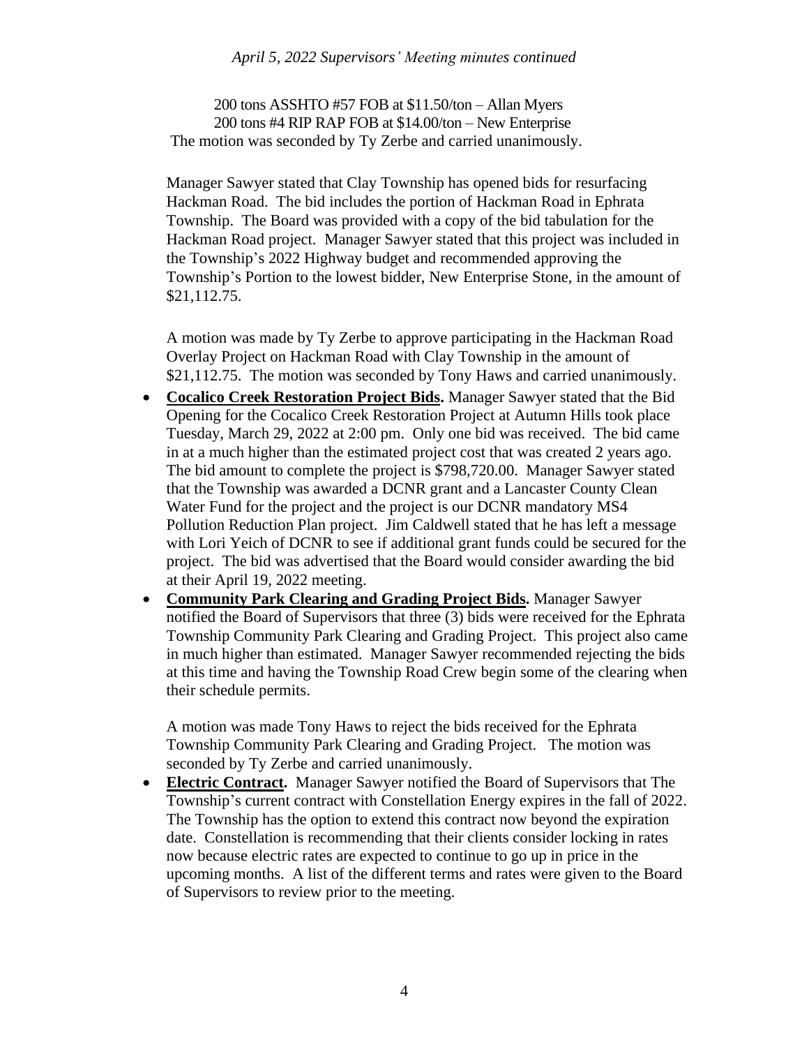200 tons ASSHTO #57 FOB at $11.50/ton – Allan Myers
200 tons #4 RIP RAP FOB at $14.00/ton – New Enterprise

The motion was seconded by Ty Zerbe and carried unanimously.

Manager Sawyer stated that Clay Township has opened bids for resurfacing Hackman Road. The bid includes the portion of Hackman Road in Ephrata Township. The Board was provided with a copy of the bid tabulation for the Hackman Road project. Manager Sawyer stated that this project was included in the Township's 2022 Highway budget and recommended approving the Township's Portion to the lowest bidder, New Enterprise Stone, in the amount of $21,112.75.

A motion was made by Ty Zerbe to approve participating in the Hackman Road Overlay Project on Hackman Road with Clay Township in the amount of $21,112.75. The motion was seconded by Tony Haws and carried unanimously.

- **Cocalico Creek Restoration Project Bids.** Manager Sawyer stated that the Bid Opening for the Cocalico Creek Restoration Project at Autumn Hills took place Tuesday, March 29, 2022 at 2:00 pm. Only one bid was received. The bid came in at a much higher than the estimated project cost that was created 2 years ago. The bid amount to complete the project is $798,720.00. Manager Sawyer stated that the Township was awarded a DCNR grant and a Lancaster County Clean Water Fund for the project and the project is our DCNR mandatory MS4 Pollution Reduction Plan project. Jim Caldwell stated that he has left a message with Lori Yeich of DCNR to see if additional grant funds could be secured for the project. The bid was advertised that the Board would consider awarding the bid at their April 19, 2022 meeting.
- **Community Park Clearing and Grading Project Bids.** Manager Sawyer notified the Board of Supervisors that three (3) bids were received for the Ephrata Township Community Park Clearing and Grading Project. This project also came in much higher than estimated. Manager Sawyer recommended rejecting the bids at this time and having the Township Road Crew begin some of the clearing when their schedule permits.

  A motion was made Tony Haws to reject the bids received for the Ephrata Township Community Park Clearing and Grading Project. The motion was seconded by Ty Zerbe and carried unanimously.
- **Electric Contract.** Manager Sawyer notified the Board of Supervisors that The Township's current contract with Constellation Energy expires in the fall of 2022. The Township has the option to extend this contract now beyond the expiration date. Constellation is recommending that their clients consider locking in rates now because electric rates are expected to continue to go up in price in the upcoming months. A list of the different terms and rates were given to the Board of Supervisors to review prior to the meeting.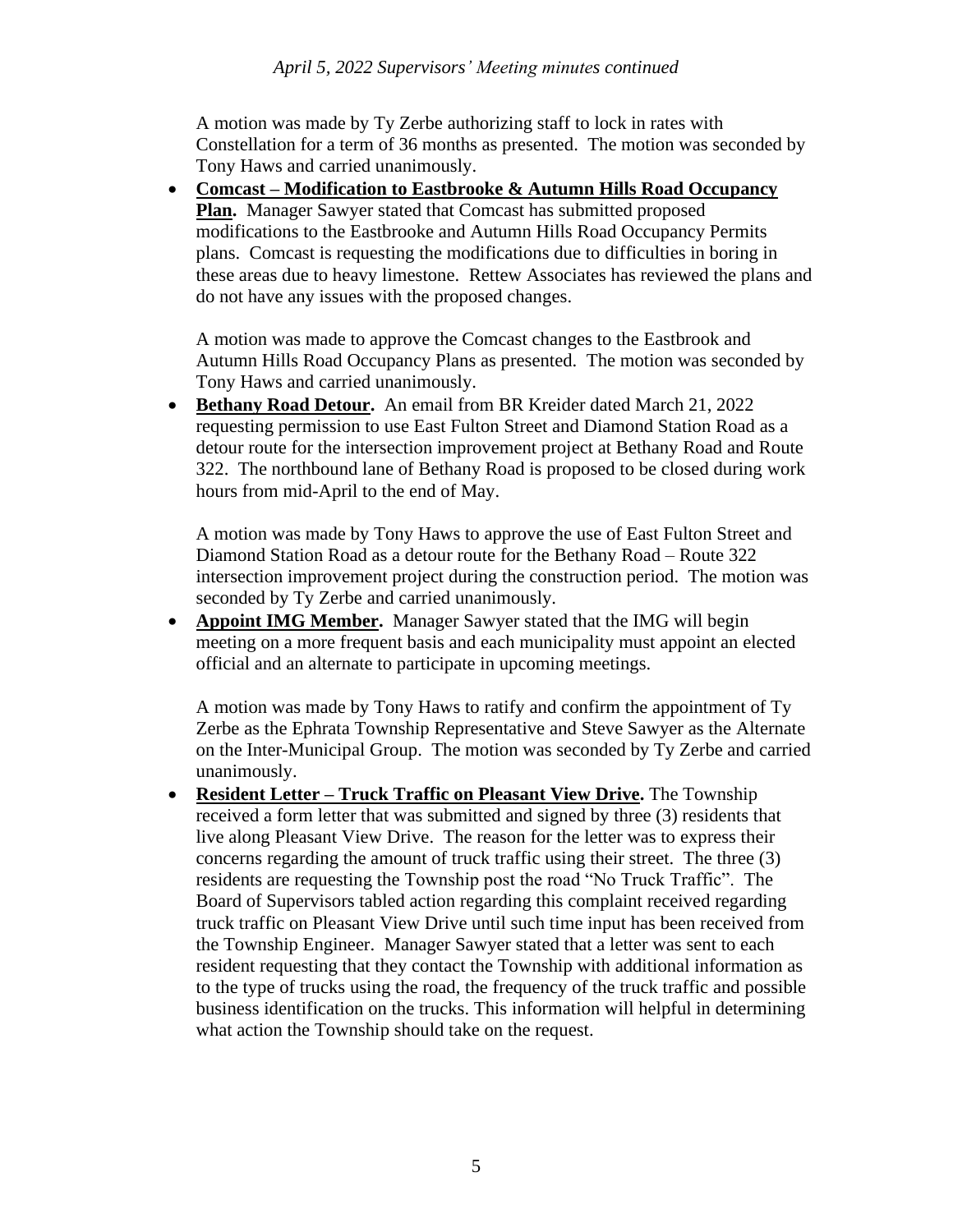A motion was made by Ty Zerbe authorizing staff to lock in rates with Constellation for a term of 36 months as presented. The motion was seconded by Tony Haws and carried unanimously.

- **Comcast – Modification to Eastbrooke & Autumn Hills Road Occupancy Plan.** Manager Sawyer stated that Comcast has submitted proposed modifications to the Eastbrooke and Autumn Hills Road Occupancy Permits plans. Comcast is requesting the modifications due to difficulties in boring in these areas due to heavy limestone. Rettew Associates has reviewed the plans and do not have any issues with the proposed changes.

  A motion was made to approve the Comcast changes to the Eastbrook and Autumn Hills Road Occupancy Plans as presented. The motion was seconded by Tony Haws and carried unanimously.

- **Bethany Road Detour.** An email from BR Kreider dated March 21, 2022 requesting permission to use East Fulton Street and Diamond Station Road as a detour route for the intersection improvement project at Bethany Road and Route 322. The northbound lane of Bethany Road is proposed to be closed during work hours from mid-April to the end of May.

  A motion was made by Tony Haws to approve the use of East Fulton Street and Diamond Station Road as a detour route for the Bethany Road – Route 322 intersection improvement project during the construction period. The motion was seconded by Ty Zerbe and carried unanimously.

- **Appoint IMG Member.** Manager Sawyer stated that the IMG will begin meeting on a more frequent basis and each municipality must appoint an elected official and an alternate to participate in upcoming meetings.

  A motion was made by Tony Haws to ratify and confirm the appointment of Ty Zerbe as the Ephrata Township Representative and Steve Sawyer as the Alternate on the Inter-Municipal Group. The motion was seconded by Ty Zerbe and carried unanimously.

- **Resident Letter – Truck Traffic on Pleasant View Drive.** The Township received a form letter that was submitted and signed by three (3) residents that live along Pleasant View Drive. The reason for the letter was to express their concerns regarding the amount of truck traffic using their street. The three (3) residents are requesting the Township post the road "No Truck Traffic". The Board of Supervisors tabled action regarding this complaint received regarding truck traffic on Pleasant View Drive until such time input has been received from the Township Engineer. Manager Sawyer stated that a letter was sent to each resident requesting that they contact the Township with additional information as to the type of trucks using the road, the frequency of the truck traffic and possible business identification on the trucks. This information will helpful in determining what action the Township should take on the request.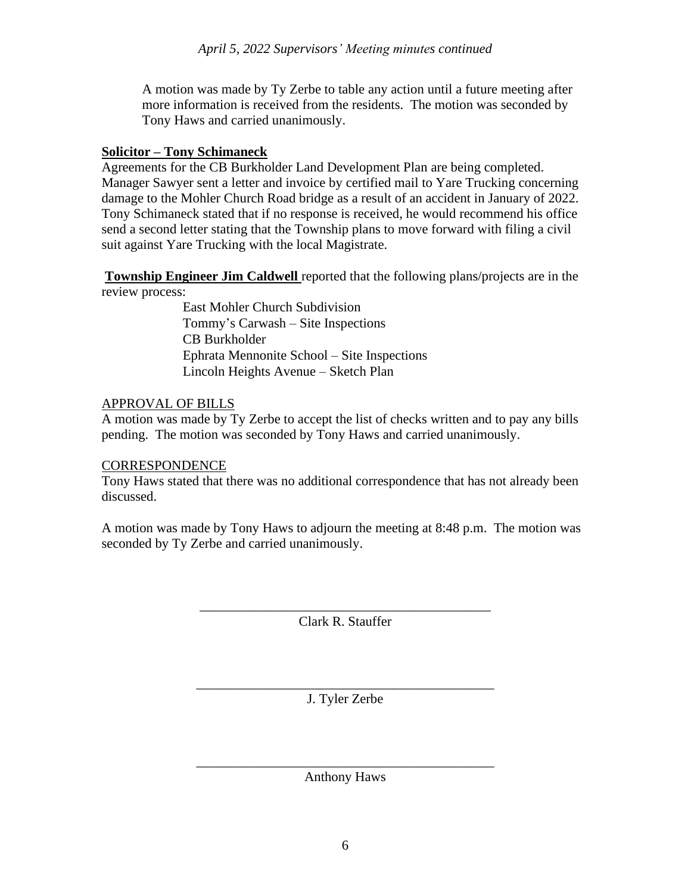A motion was made by Ty Zerbe to table any action until a future meeting after more information is received from the residents. The motion was seconded by Tony Haws and carried unanimously.

**Solicitor – Tony Schimaneck**

Agreements for the CB Burkholder Land Development Plan are being completed. Manager Sawyer sent a letter and invoice by certified mail to Yare Trucking concerning damage to the Mohler Church Road bridge as a result of an accident in January of 2022. Tony Schimaneck stated that if no response is received, he would recommend his office send a second letter stating that the Township plans to move forward with filing a civil suit against Yare Trucking with the local Magistrate.

**Township Engineer Jim Caldwell** reported that the following plans/projects are in the review process:

East Mohler Church Subdivision
Tommy's Carwash – Site Inspections
CB Burkholder
Ephrata Mennonite School – Site Inspections
Lincoln Heights Avenue – Sketch Plan

APPROVAL OF BILLS

A motion was made by Ty Zerbe to accept the list of checks written and to pay any bills pending. The motion was seconded by Tony Haws and carried unanimously.

CORRESPONDENCE

Tony Haws stated that there was no additional correspondence that has not already been discussed.

A motion was made by Tony Haws to adjourn the meeting at 8:48 p.m. The motion was seconded by Ty Zerbe and carried unanimously.

_____________________________________________
Clark R. Stauffer

_____________________________________________
J. Tyler Zerbe

_____________________________________________
Anthony Haws